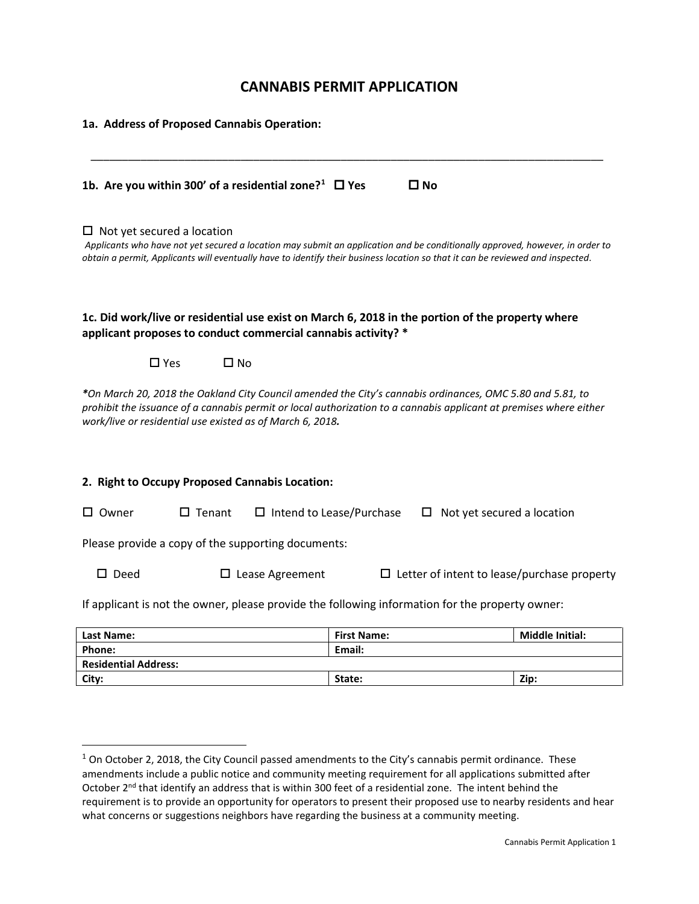# CANNABIS PERMIT APPLICATION

**1a. Address of Proposed Cannabis Operation:**

_______________________________________________________________________________

**1b. Are you within 300' of a residential zone?[1]** ☐ **Yes** ☐ **No**

☐ Not yet secured a location

*Applicants who have not yet secured a location may submit an application and be conditionally approved, however, in order to obtain a permit, Applicants will eventually have to identify their business location so that it can be reviewed and inspected.*

**1c. Did work/live or residential use exist on March 6, 2018 in the portion of the property where applicant proposes to conduct commercial cannabis activity? ***

☐ Yes ☐ No

***On March 20, 2018 the Oakland City Council amended the City's cannabis ordinances, OMC 5.80 and 5.81, to prohibit the issuance of a cannabis permit or local authorization to a cannabis applicant at premises where either work/live or residential use existed as of March 6, 2018.***

**2. Right to Occupy Proposed Cannabis Location:**

☐ Owner ☐ Tenant ☐ Intend to Lease/Purchase ☐ Not yet secured a location

Please provide a copy of the supporting documents:

☐ Deed ☐ Lease Agreement ☐ Letter of intent to lease/purchase property

If applicant is not the owner, please provide the following information for the property owner:

| **Last Name:** | **First Name:** | **Middle Initial:** |
|---|---|---|
| **Phone:** | **Email:** | |
| **Residential Address:** | | |
| **City:** | **State:** | **Zip:** |

[1] On October 2, 2018, the City Council passed amendments to the City's cannabis permit ordinance. These amendments include a public notice and community meeting requirement for all applications submitted after October 2nd that identify an address that is within 300 feet of a residential zone. The intent behind the requirement is to provide an opportunity for operators to present their proposed use to nearby residents and hear what concerns or suggestions neighbors have regarding the business at a community meeting.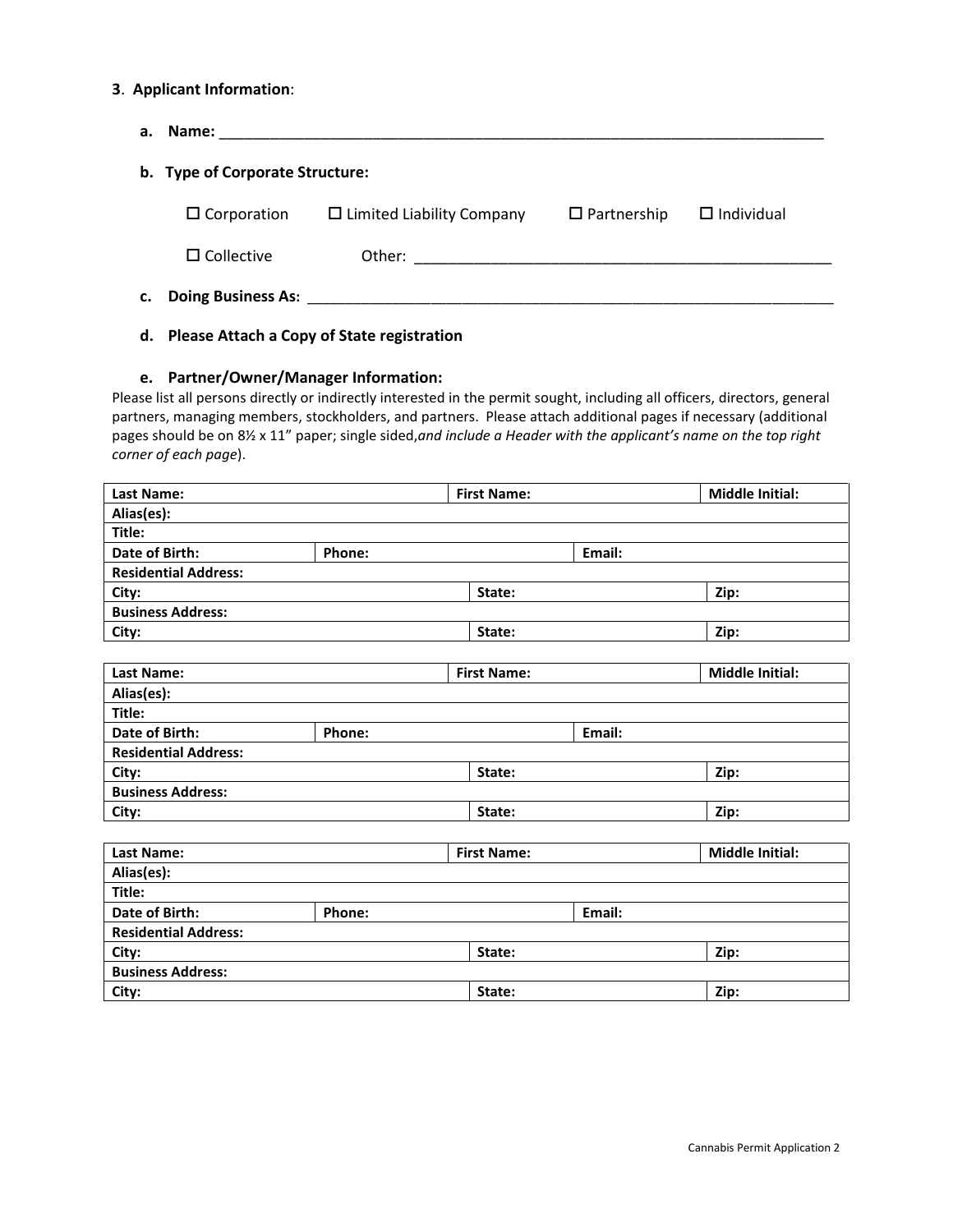**3**. **Applicant Information**:

**a. Name:** ___________________________________________________________________________

**b. Type of Corporate Structure:**

☐ Corporation ☐ Limited Liability Company ☐ Partnership ☐ Individual

☐ Collective Other: ___________________________________________________

**c. Doing Business As:** ________________________________________________________________

**d. Please Attach a Copy of State registration**

**e. Partner/Owner/Manager Information:**

Please list all persons directly or indirectly interested in the permit sought, including all officers, directors, general partners, managing members, stockholders, and partners. Please attach additional pages if necessary (additional pages should be on 8½ x 11" paper; single sided,*and include a Header with the applicant's name on the top right corner of each page*).

| **Last Name:** | | **First Name:** | | **Middle Initial:** |
|---|---|---|---|---|
| **Alias(es):** | | | | |
| **Title:** | | | | |
| **Date of Birth:** | **Phone:** | | **Email:** | |
| **Residential Address:** | | | | |
| **City:** | | **State:** | | **Zip:** |
| **Business Address:** | | | | |
| **City:** | | **State:** | | **Zip:** |

| **Last Name:** | | **First Name:** | | **Middle Initial:** |
|---|---|---|---|---|
| **Alias(es):** | | | | |
| **Title:** | | | | |
| **Date of Birth:** | **Phone:** | | **Email:** | |
| **Residential Address:** | | | | |
| **City:** | | **State:** | | **Zip:** |
| **Business Address:** | | | | |
| **City:** | | **State:** | | **Zip:** |

| **Last Name:** | | **First Name:** | | **Middle Initial:** |
|---|---|---|---|---|
| **Alias(es):** | | | | |
| **Title:** | | | | |
| **Date of Birth:** | **Phone:** | | **Email:** | |
| **Residential Address:** | | | | |
| **City:** | | **State:** | | **Zip:** |
| **Business Address:** | | | | |
| **City:** | | **State:** | | **Zip:** |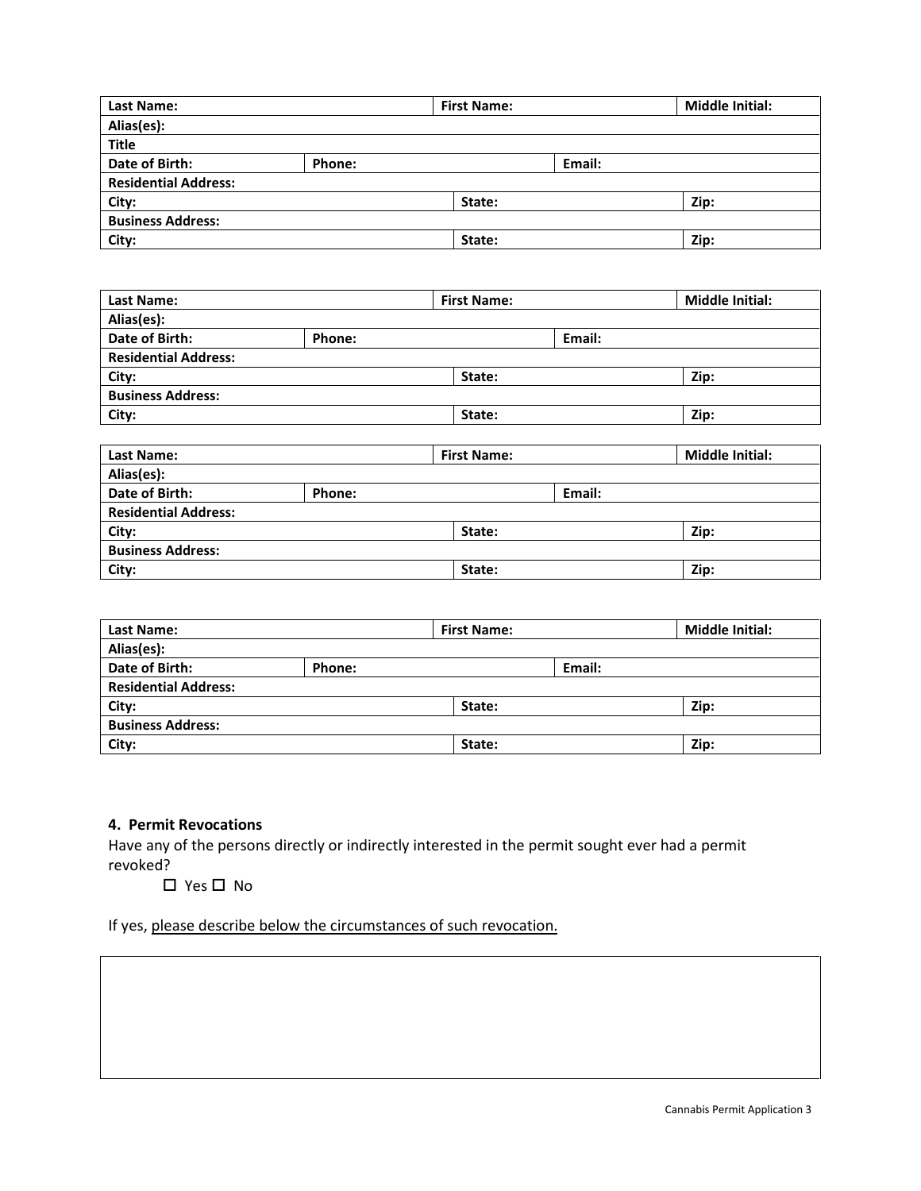| Last Name: | | First Name: | | Middle Initial: |
|---|---|---|---|---|
| Alias(es): | | | | |
| Title | | | | |
| Date of Birth: | Phone: | | Email: | |
| Residential Address: | | | | |
| City: | | State: | | Zip: |
| Business Address: | | | | |
| City: | | State: | | Zip: |

| Last Name: | | First Name: | | Middle Initial: |
|---|---|---|---|---|
| Alias(es): | | | | |
| Date of Birth: | Phone: | | Email: | |
| Residential Address: | | | | |
| City: | | State: | | Zip: |
| Business Address: | | | | |
| City: | | State: | | Zip: |

| Last Name: | | First Name: | | Middle Initial: |
|---|---|---|---|---|
| Alias(es): | | | | |
| Date of Birth: | Phone: | | Email: | |
| Residential Address: | | | | |
| City: | | State: | | Zip: |
| Business Address: | | | | |
| City: | | State: | | Zip: |

| Last Name: | | First Name: | | Middle Initial: |
|---|---|---|---|---|
| Alias(es): | | | | |
| Date of Birth: | Phone: | | Email: | |
| Residential Address: | | | | |
| City: | | State: | | Zip: |
| Business Address: | | | | |
| City: | | State: | | Zip: |

### 4. Permit Revocations

Have any of the persons directly or indirectly interested in the permit sought ever had a permit revoked?

☐ Yes ☐ No

If yes, please describe below the circumstances of such revocation.

| |
|---|
| |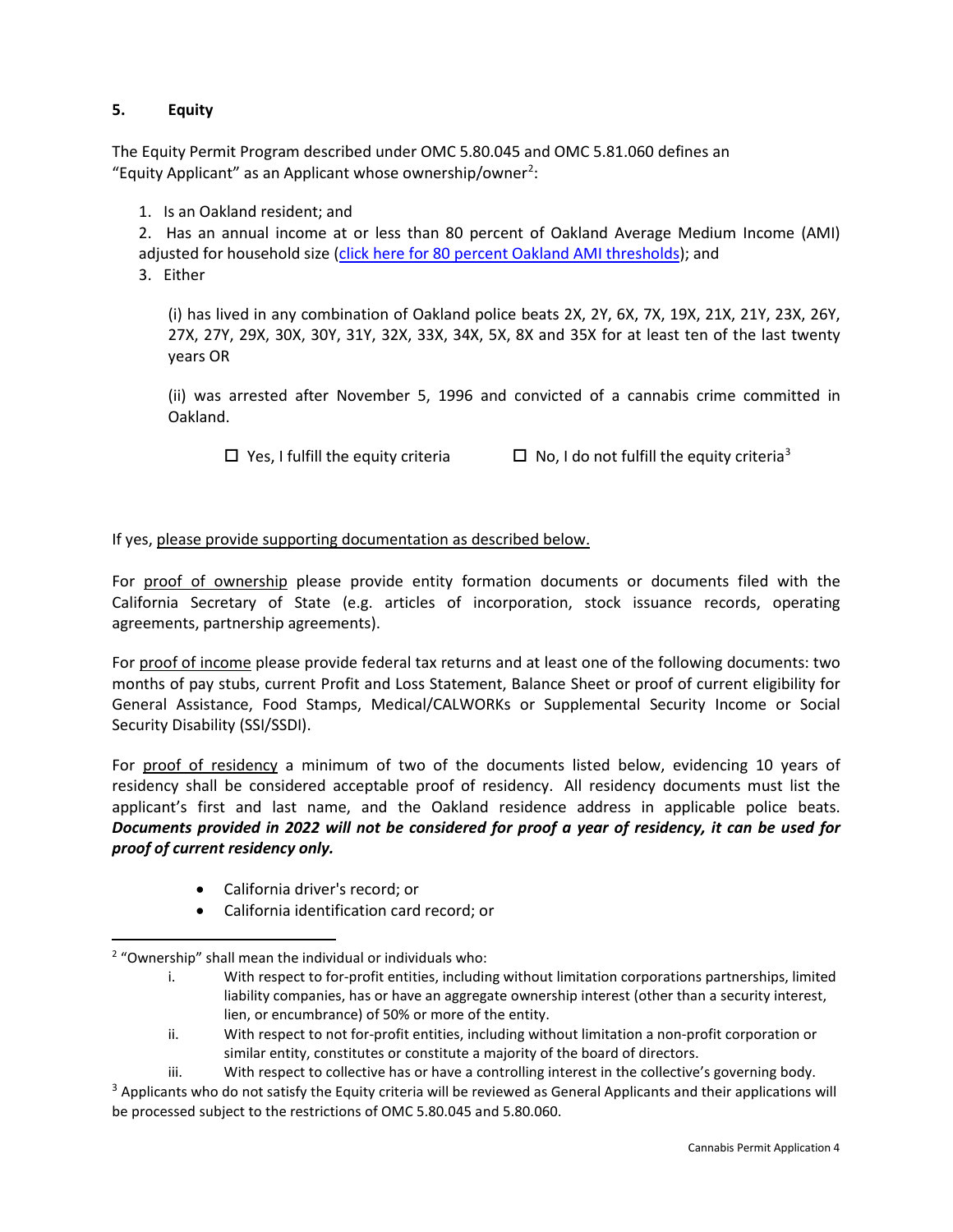## 5. Equity

The Equity Permit Program described under OMC 5.80.045 and OMC 5.81.060 defines an "Equity Applicant" as an Applicant whose ownership/owner[2]:

1. Is an Oakland resident; and
2. Has an annual income at or less than 80 percent of Oakland Average Medium Income (AMI) adjusted for household size (click here for 80 percent Oakland AMI thresholds); and
3. Either

   (i) has lived in any combination of Oakland police beats 2X, 2Y, 6X, 7X, 19X, 21X, 21Y, 23X, 26Y, 27X, 27Y, 29X, 30X, 30Y, 31Y, 32X, 33X, 34X, 5X, 8X and 35X for at least ten of the last twenty years OR

   (ii) was arrested after November 5, 1996 and convicted of a cannabis crime committed in Oakland.

☐ Yes, I fulfill the equity criteria ☐ No, I do not fulfill the equity criteria[3]

If yes, please provide supporting documentation as described below.

For proof of ownership please provide entity formation documents or documents filed with the California Secretary of State (e.g. articles of incorporation, stock issuance records, operating agreements, partnership agreements).

For proof of income please provide federal tax returns and at least one of the following documents: two months of pay stubs, current Profit and Loss Statement, Balance Sheet or proof of current eligibility for General Assistance, Food Stamps, Medical/CALWORKs or Supplemental Security Income or Social Security Disability (SSI/SSDI).

For proof of residency a minimum of two of the documents listed below, evidencing 10 years of residency shall be considered acceptable proof of residency. All residency documents must list the applicant's first and last name, and the Oakland residence address in applicable police beats. ***Documents provided in 2022 will not be considered for proof a year of residency, it can be used for proof of current residency only.***

- California driver's record; or
- California identification card record; or

---

[2] "Ownership" shall mean the individual or individuals who:

i. With respect to for-profit entities, including without limitation corporations partnerships, limited liability companies, has or have an aggregate ownership interest (other than a security interest, lien, or encumbrance) of 50% or more of the entity.

ii. With respect to not for-profit entities, including without limitation a non-profit corporation or similar entity, constitutes or constitute a majority of the board of directors.

iii. With respect to collective has or have a controlling interest in the collective's governing body.

[3] Applicants who do not satisfy the Equity criteria will be reviewed as General Applicants and their applications will be processed subject to the restrictions of OMC 5.80.045 and 5.80.060.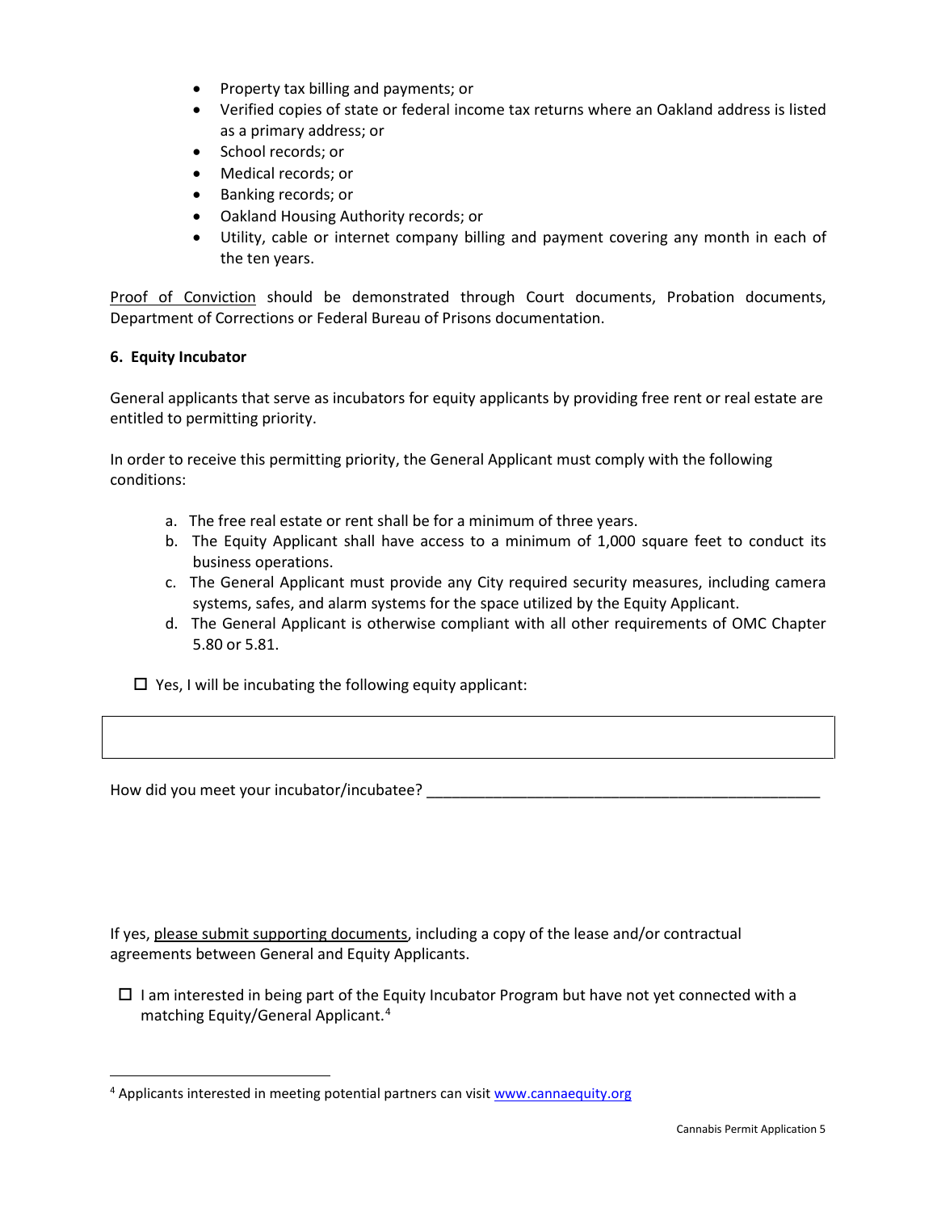- Property tax billing and payments; or
- Verified copies of state or federal income tax returns where an Oakland address is listed as a primary address; or
- School records; or
- Medical records; or
- Banking records; or
- Oakland Housing Authority records; or
- Utility, cable or internet company billing and payment covering any month in each of the ten years.

Proof of Conviction should be demonstrated through Court documents, Probation documents, Department of Corrections or Federal Bureau of Prisons documentation.

**6. Equity Incubator**

General applicants that serve as incubators for equity applicants by providing free rent or real estate are entitled to permitting priority.

In order to receive this permitting priority, the General Applicant must comply with the following conditions:

a. The free real estate or rent shall be for a minimum of three years.
b. The Equity Applicant shall have access to a minimum of 1,000 square feet to conduct its business operations.
c. The General Applicant must provide any City required security measures, including camera systems, safes, and alarm systems for the space utilized by the Equity Applicant.
d. The General Applicant is otherwise compliant with all other requirements of OMC Chapter 5.80 or 5.81.

☐ Yes, I will be incubating the following equity applicant:

| |
|---|
| |

How did you meet your incubator/incubatee? ________________________________________________

If yes, please submit supporting documents, including a copy of the lease and/or contractual agreements between General and Equity Applicants.

☐ I am interested in being part of the Equity Incubator Program but have not yet connected with a matching Equity/General Applicant.[4]

[4] Applicants interested in meeting potential partners can visit www.cannaequity.org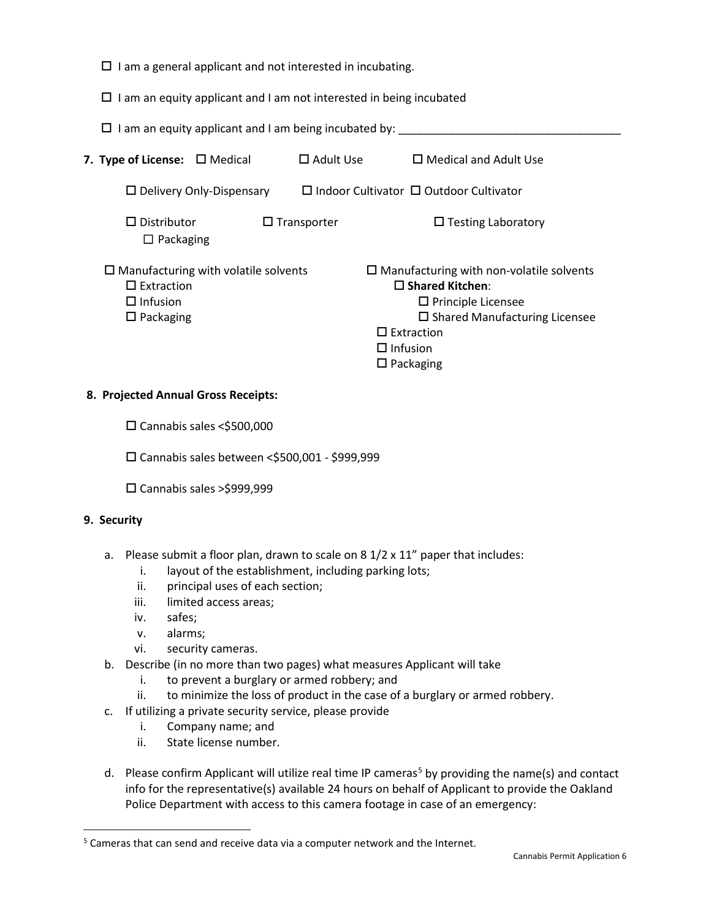☐ I am a general applicant and not interested in incubating.

☐ I am an equity applicant and I am not interested in being incubated

☐ I am an equity applicant and I am being incubated by: ___________________________________

**7. Type of License:** ☐ Medical ☐ Adult Use ☐ Medical and Adult Use

☐ Delivery Only-Dispensary ☐ Indoor Cultivator ☐ Outdoor Cultivator

☐ Distributor ☐ Transporter ☐ Testing Laboratory
- ☐ Packaging

☐ Manufacturing with volatile solvents
- ☐ Extraction
- ☐ Infusion
- ☐ Packaging

☐ Manufacturing with non-volatile solvents
- ☐ **Shared Kitchen**:
  - ☐ Principle Licensee
  - ☐ Shared Manufacturing Licensee
- ☐ Extraction
- ☐ Infusion
- ☐ Packaging

**8. Projected Annual Gross Receipts:**

☐ Cannabis sales <$500,000

☐ Cannabis sales between <$500,001 - $999,999

☐ Cannabis sales >$999,999

**9. Security**

a. Please submit a floor plan, drawn to scale on 8 1/2 x 11" paper that includes:
   i. layout of the establishment, including parking lots;
   ii. principal uses of each section;
   iii. limited access areas;
   iv. safes;
   v. alarms;
   vi. security cameras.

b. Describe (in no more than two pages) what measures Applicant will take
   i. to prevent a burglary or armed robbery; and
   ii. to minimize the loss of product in the case of a burglary or armed robbery.

c. If utilizing a private security service, please provide
   i. Company name; and
   ii. State license number.

d. Please confirm Applicant will utilize real time IP cameras[5] by providing the name(s) and contact info for the representative(s) available 24 hours on behalf of Applicant to provide the Oakland Police Department with access to this camera footage in case of an emergency:

[5] Cameras that can send and receive data via a computer network and the Internet.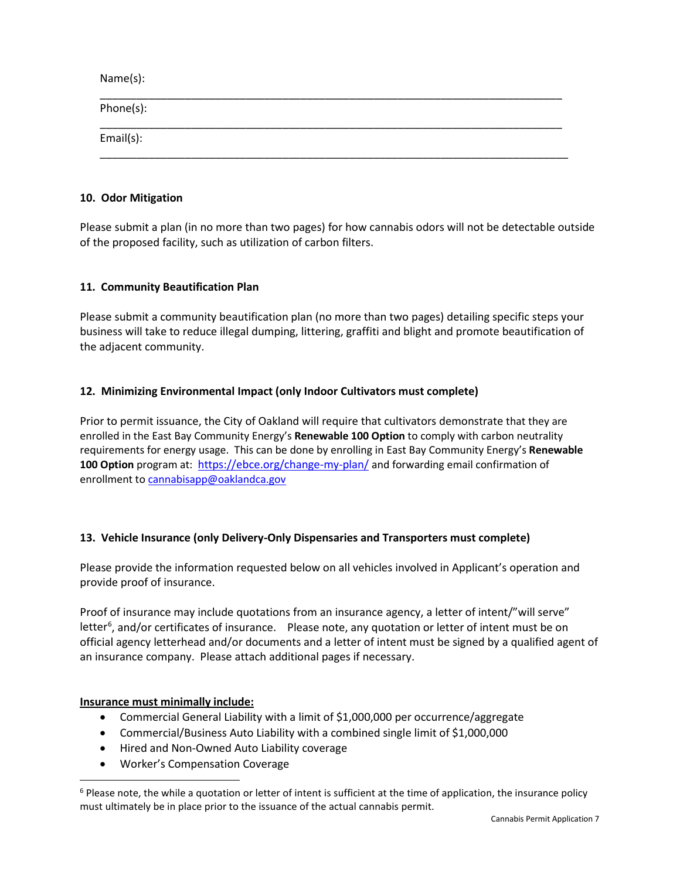Name(s):
\_\_\_\_\_\_\_\_\_\_\_\_\_\_\_\_\_\_\_\_\_\_\_\_\_\_\_\_\_\_\_\_\_\_\_\_\_\_\_\_\_\_\_\_\_\_\_\_\_\_\_\_\_\_\_\_\_\_\_\_\_\_\_\_\_\_\_\_\_\_\_\_\_\_\_

Phone(s):
\_\_\_\_\_\_\_\_\_\_\_\_\_\_\_\_\_\_\_\_\_\_\_\_\_\_\_\_\_\_\_\_\_\_\_\_\_\_\_\_\_\_\_\_\_\_\_\_\_\_\_\_\_\_\_\_\_\_\_\_\_\_\_\_\_\_\_\_\_\_\_\_\_\_\_

Email(s):
\_\_\_\_\_\_\_\_\_\_\_\_\_\_\_\_\_\_\_\_\_\_\_\_\_\_\_\_\_\_\_\_\_\_\_\_\_\_\_\_\_\_\_\_\_\_\_\_\_\_\_\_\_\_\_\_\_\_\_\_\_\_\_\_\_\_\_\_\_\_\_\_\_\_\_\_

**10. Odor Mitigation**

Please submit a plan (in no more than two pages) for how cannabis odors will not be detectable outside of the proposed facility, such as utilization of carbon filters.

**11. Community Beautification Plan**

Please submit a community beautification plan (no more than two pages) detailing specific steps your business will take to reduce illegal dumping, littering, graffiti and blight and promote beautification of the adjacent community.

**12. Minimizing Environmental Impact (only Indoor Cultivators must complete)**

Prior to permit issuance, the City of Oakland will require that cultivators demonstrate that they are enrolled in the East Bay Community Energy's **Renewable 100 Option** to comply with carbon neutrality requirements for energy usage. This can be done by enrolling in East Bay Community Energy's **Renewable 100 Option** program at: [https://ebce.org/change-my-plan/](https://ebce.org/change-my-plan/) and forwarding email confirmation of enrollment to [cannabisapp@oaklandca.gov](mailto:cannabisapp@oaklandca.gov)

**13. Vehicle Insurance (only Delivery-Only Dispensaries and Transporters must complete)**

Please provide the information requested below on all vehicles involved in Applicant's operation and provide proof of insurance.

Proof of insurance may include quotations from an insurance agency, a letter of intent/"will serve" letter[6], and/or certificates of insurance. Please note, any quotation or letter of intent must be on official agency letterhead and/or documents and a letter of intent must be signed by a qualified agent of an insurance company. Please attach additional pages if necessary.

**Insurance must minimally include:**

- Commercial General Liability with a limit of $1,000,000 per occurrence/aggregate
- Commercial/Business Auto Liability with a combined single limit of $1,000,000
- Hired and Non-Owned Auto Liability coverage
- Worker's Compensation Coverage

[6] Please note, the while a quotation or letter of intent is sufficient at the time of application, the insurance policy must ultimately be in place prior to the issuance of the actual cannabis permit.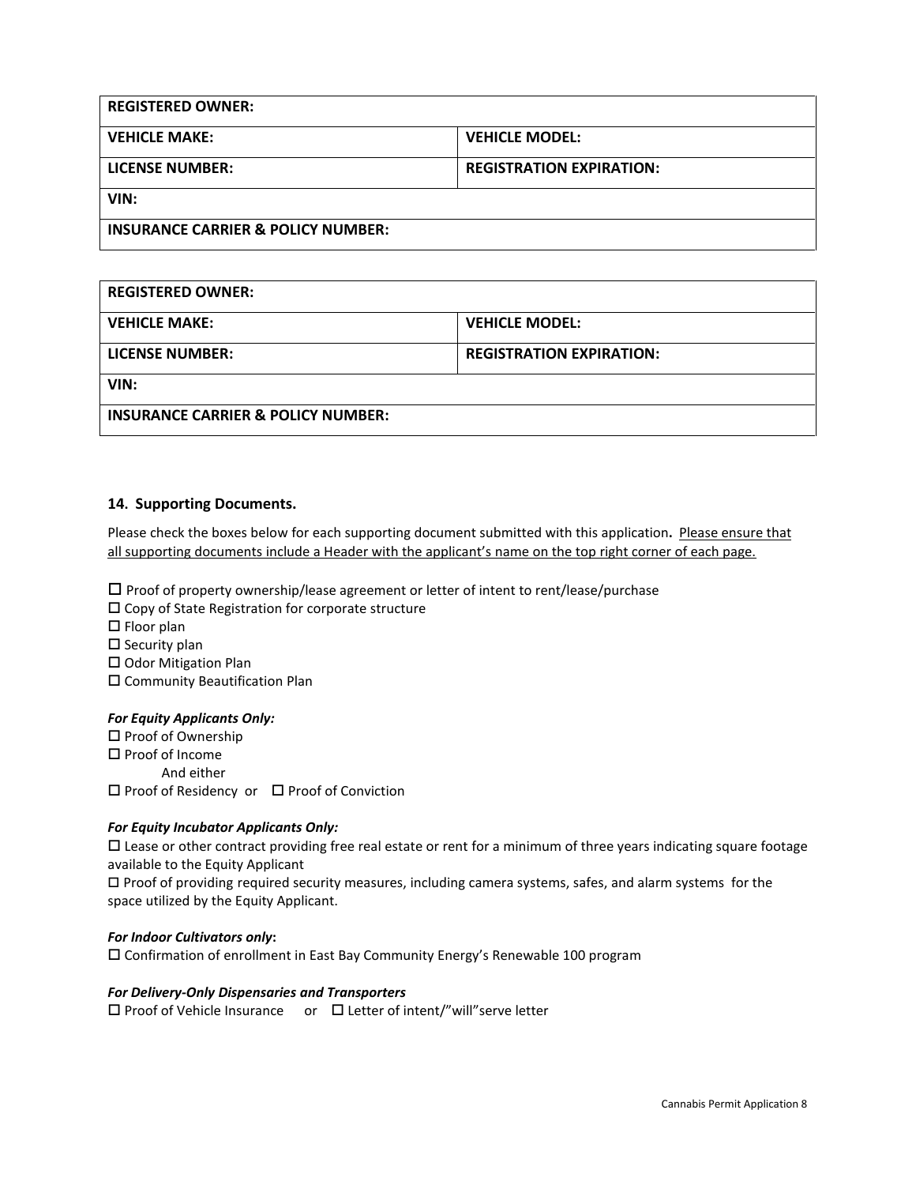| REGISTERED OWNER: | |
|---|---|
| **VEHICLE MAKE:** | **VEHICLE MODEL:** |
| **LICENSE NUMBER:** | **REGISTRATION EXPIRATION:** |
| **VIN:** | |
| **INSURANCE CARRIER & POLICY NUMBER:** | |

| REGISTERED OWNER: | |
|---|---|
| **VEHICLE MAKE:** | **VEHICLE MODEL:** |
| **LICENSE NUMBER:** | **REGISTRATION EXPIRATION:** |
| **VIN:** | |
| **INSURANCE CARRIER & POLICY NUMBER:** | |

### 14. Supporting Documents.

Please check the boxes below for each supporting document submitted with this application**.** Please ensure that all supporting documents include a Header with the applicant's name on the top right corner of each page.

☐ Proof of property ownership/lease agreement or letter of intent to rent/lease/purchase
☐ Copy of State Registration for corporate structure
☐ Floor plan
☐ Security plan
☐ Odor Mitigation Plan
☐ Community Beautification Plan

***For Equity Applicants Only:***

☐ Proof of Ownership
☐ Proof of Income
And either
☐ Proof of Residency or ☐ Proof of Conviction

***For Equity Incubator Applicants Only:***

☐ Lease or other contract providing free real estate or rent for a minimum of three years indicating square footage available to the Equity Applicant

☐ Proof of providing required security measures, including camera systems, safes, and alarm systems for the space utilized by the Equity Applicant.

***For Indoor Cultivators only*:**

☐ Confirmation of enrollment in East Bay Community Energy's Renewable 100 program

***For Delivery-Only Dispensaries and Transporters***

☐ Proof of Vehicle Insurance or ☐ Letter of intent/"will"serve letter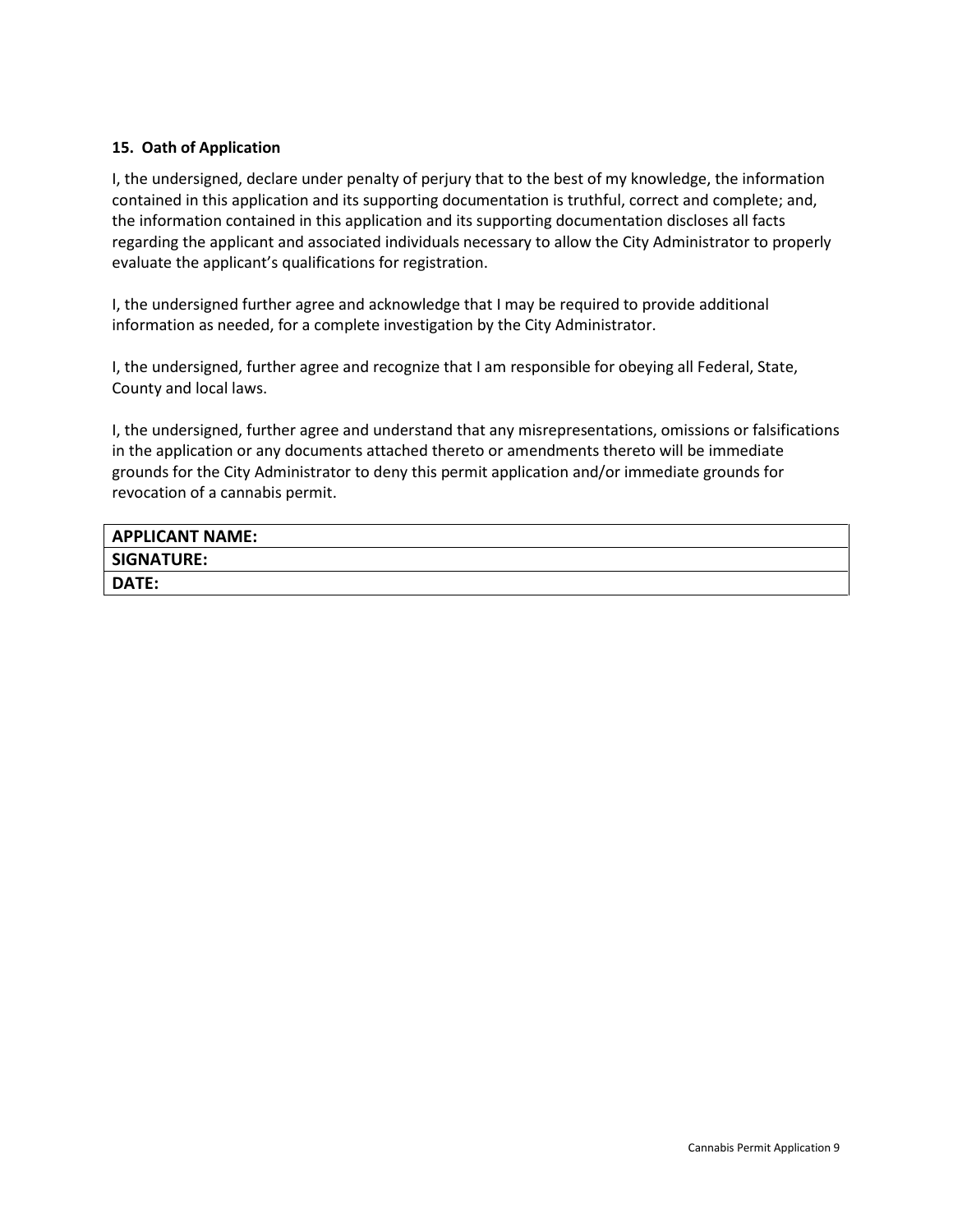### 15. Oath of Application

I, the undersigned, declare under penalty of perjury that to the best of my knowledge, the information contained in this application and its supporting documentation is truthful, correct and complete; and, the information contained in this application and its supporting documentation discloses all facts regarding the applicant and associated individuals necessary to allow the City Administrator to properly evaluate the applicant's qualifications for registration.

I, the undersigned further agree and acknowledge that I may be required to provide additional information as needed, for a complete investigation by the City Administrator.

I, the undersigned, further agree and recognize that I am responsible for obeying all Federal, State, County and local laws.

I, the undersigned, further agree and understand that any misrepresentations, omissions or falsifications in the application or any documents attached thereto or amendments thereto will be immediate grounds for the City Administrator to deny this permit application and/or immediate grounds for revocation of a cannabis permit.

| **APPLICANT NAME:** |
|---|
| **SIGNATURE:** |
| **DATE:** |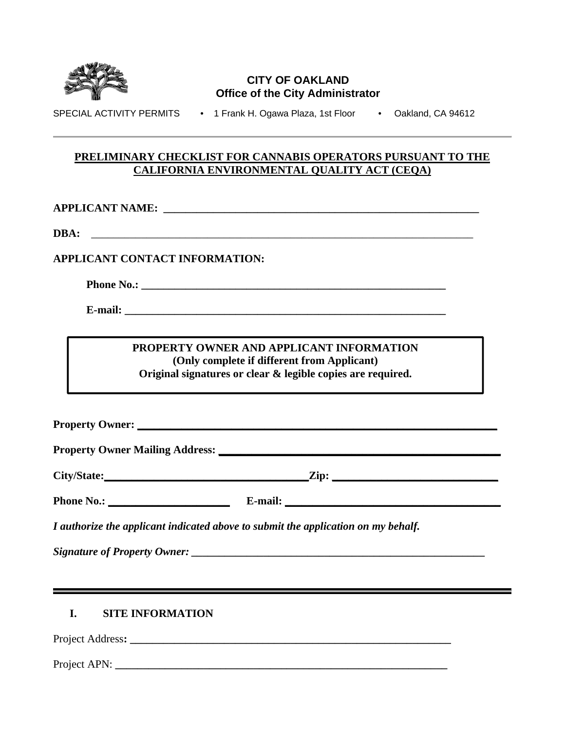**CITY OF OAKLAND**
**Office of the City Administrator**

SPECIAL ACTIVITY PERMITS • 1 Frank H. Ogawa Plaza, 1st Floor • Oakland, CA 94612

## PRELIMINARY CHECKLIST FOR CANNABIS OPERATORS PURSUANT TO THE CALIFORNIA ENVIRONMENTAL QUALITY ACT (CEQA)

**APPLICANT NAME:** ____________________________________________________________

**DBA:** ____________________________________________________________

**APPLICANT CONTACT INFORMATION:**

**Phone No.:** ____________________________________________________________

**E-mail:** ____________________________________________________________

**PROPERTY OWNER AND APPLICANT INFORMATION**
**(Only complete if different from Applicant)**
**Original signatures or clear & legible copies are required.**

**Property Owner:** ____________________________________________________________

**Property Owner Mailing Address:** ____________________________________________________________

**City/State:** ______________________________ **Zip:** ______________________________

**Phone No.:** ______________________ **E-mail:** ______________________________

***I authorize the applicant indicated above to submit the application on my behalf.***

***Signature of Property Owner:*** ____________________________________________________________

## I. SITE INFORMATION

Project Address: ____________________________________________________________

Project APN: ____________________________________________________________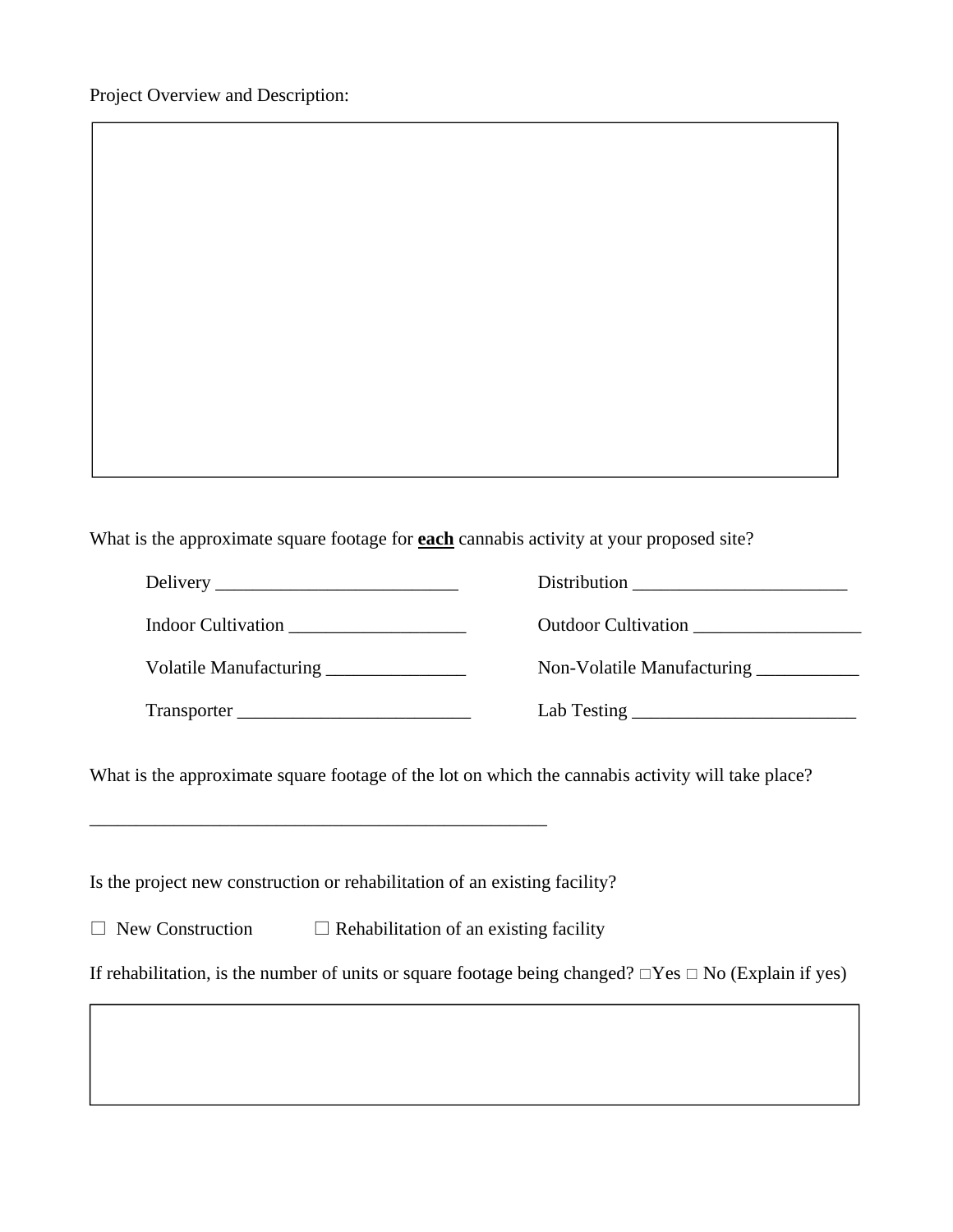Project Overview and Description:

| |
|---|
| |

What is the approximate square footage for **each** cannabis activity at your proposed site?

Delivery __________________________ Distribution _______________________

Indoor Cultivation ___________________ Outdoor Cultivation __________________

Volatile Manufacturing _______________ Non-Volatile Manufacturing ___________

Transporter _________________________ Lab Testing ________________________

What is the approximate square footage of the lot on which the cannabis activity will take place?

___________________________________________________

Is the project new construction or rehabilitation of an existing facility?

☐ New Construction ☐ Rehabilitation of an existing facility

If rehabilitation, is the number of units or square footage being changed? ☐Yes ☐ No (Explain if yes)

| |
|---|
| |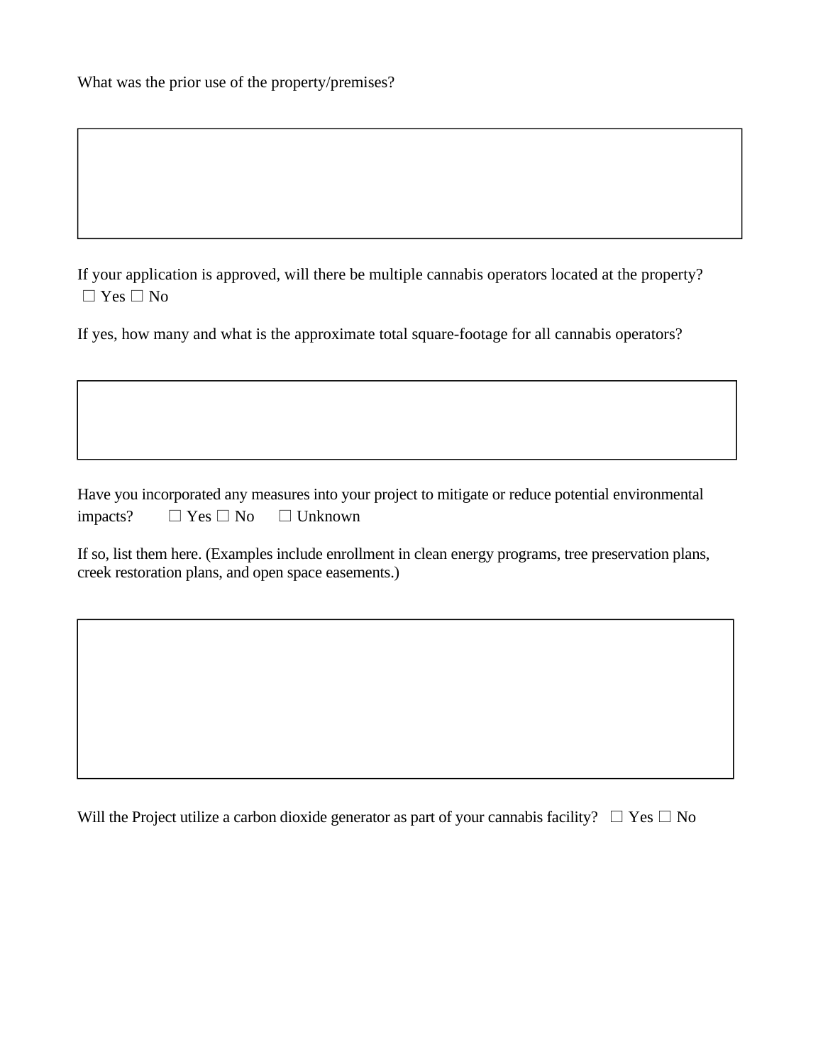What was the prior use of the property/premises?

|  |
|---|
|  |

If your application is approved, will there be multiple cannabis operators located at the property?
☐ Yes ☐ No

If yes, how many and what is the approximate total square-footage for all cannabis operators?

|  |
|---|
|  |

Have you incorporated any measures into your project to mitigate or reduce potential environmental impacts? ☐ Yes ☐ No ☐ Unknown

If so, list them here. (Examples include enrollment in clean energy programs, tree preservation plans, creek restoration plans, and open space easements.)

|  |
|---|
|  |

Will the Project utilize a carbon dioxide generator as part of your cannabis facility? ☐ Yes ☐ No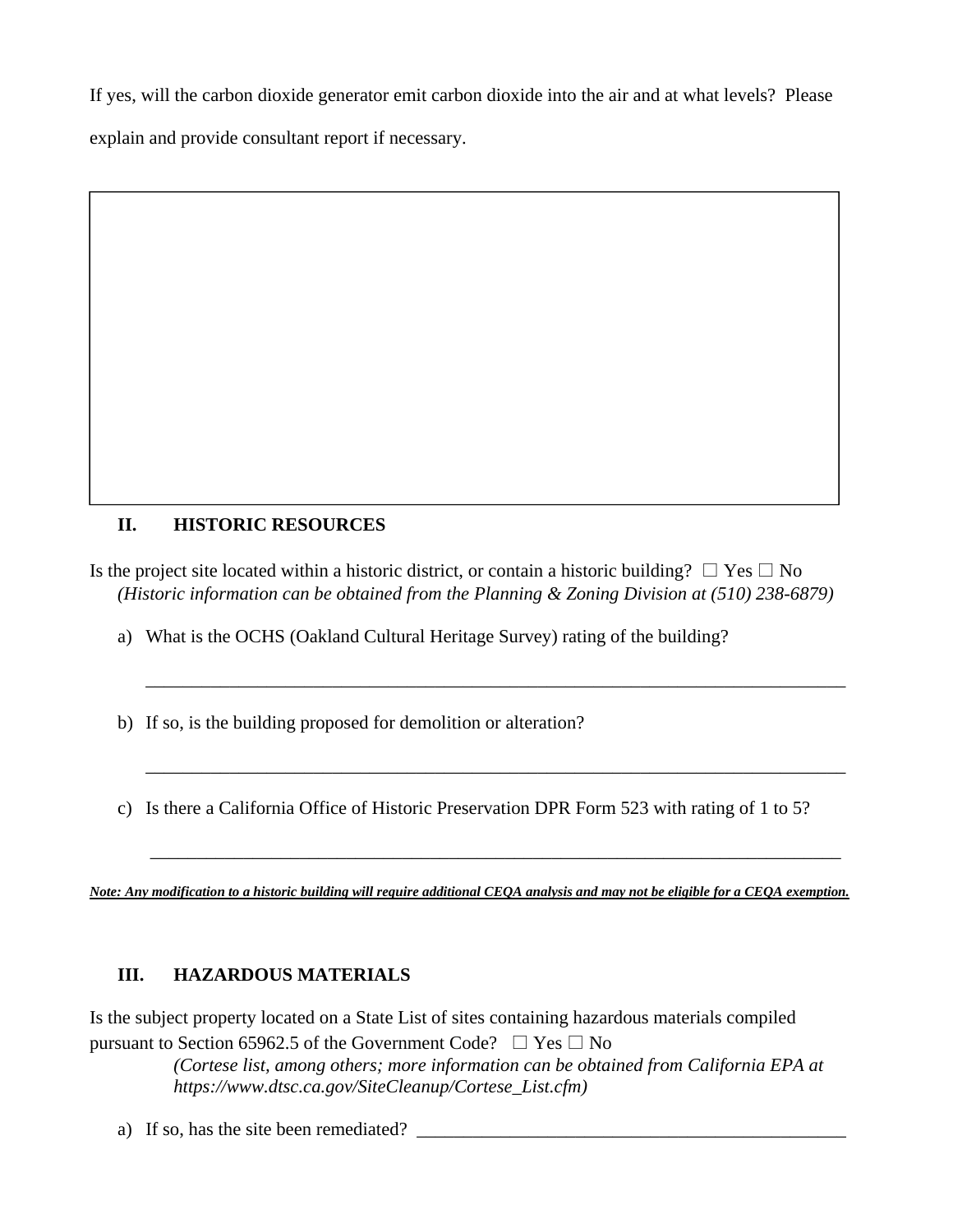If yes, will the carbon dioxide generator emit carbon dioxide into the air and at what levels? Please explain and provide consultant report if necessary.

| |
|---|
| |

## II. HISTORIC RESOURCES

Is the project site located within a historic district, or contain a historic building? ☐ Yes ☐ No
*(Historic information can be obtained from the Planning & Zoning Division at (510) 238-6879)*

a) What is the OCHS (Oakland Cultural Heritage Survey) rating of the building?

_______________________________________________________________________________

b) If so, is the building proposed for demolition or alteration?

_______________________________________________________________________________

c) Is there a California Office of Historic Preservation DPR Form 523 with rating of 1 to 5?

_______________________________________________________________________________

***Note: Any modification to a historic building will require additional CEQA analysis and may not be eligible for a CEQA exemption.***

## III. HAZARDOUS MATERIALS

Is the subject property located on a State List of sites containing hazardous materials compiled pursuant to Section 65962.5 of the Government Code? ☐ Yes ☐ No
*(Cortese list, among others; more information can be obtained from California EPA at https://www.dtsc.ca.gov/SiteCleanup/Cortese_List.cfm)*

a) If so, has the site been remediated? ________________________________________________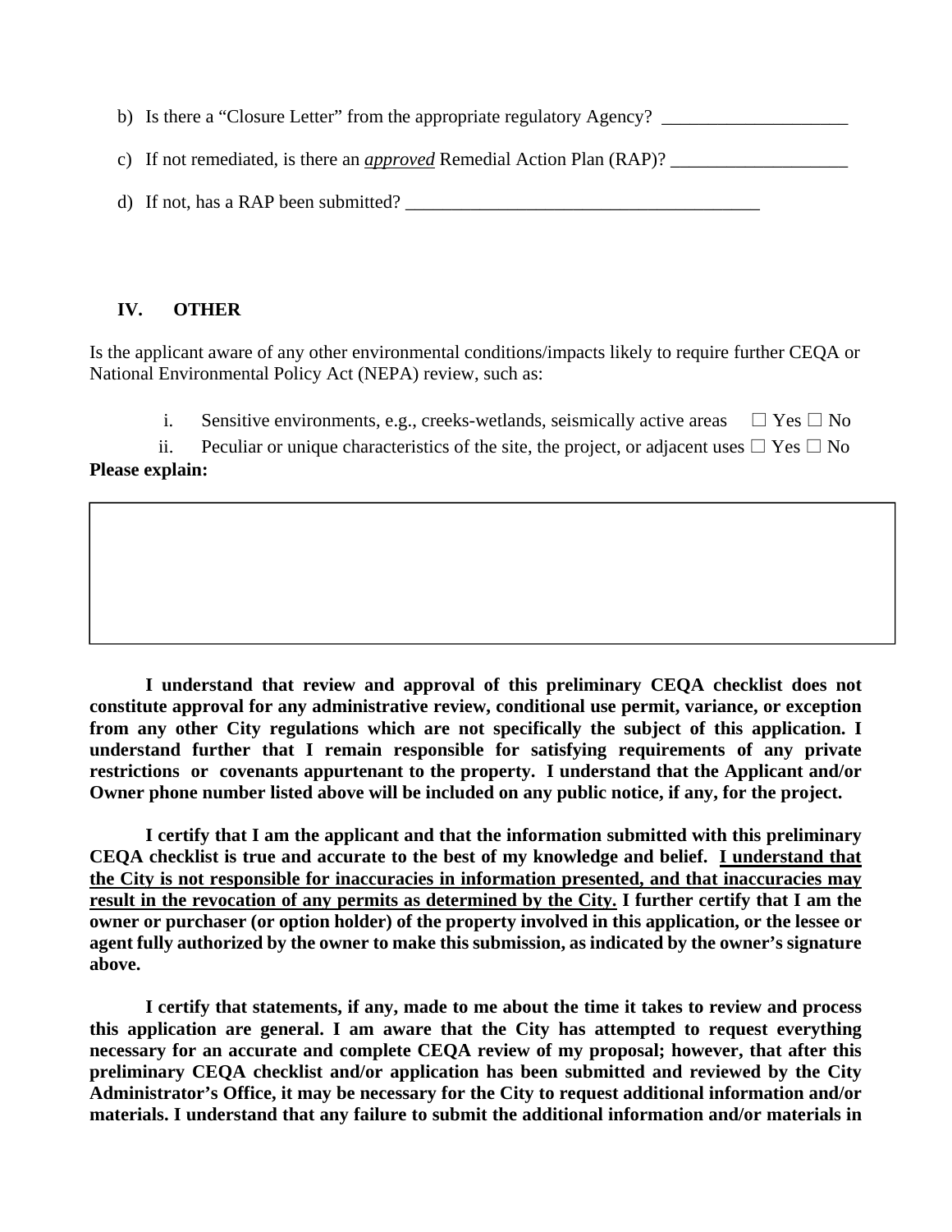b) Is there a "Closure Letter" from the appropriate regulatory Agency? ____________________

c) If not remediated, is there an ***approved*** Remedial Action Plan (RAP)? ___________________

d) If not, has a RAP been submitted? _______________________________________

## IV. OTHER

Is the applicant aware of any other environmental conditions/impacts likely to require further CEQA or National Environmental Policy Act (NEPA) review, such as:

i. Sensitive environments, e.g., creeks-wetlands, seismically active areas ☐ Yes ☐ No

ii. Peculiar or unique characteristics of the site, the project, or adjacent uses ☐ Yes ☐ No

**Please explain:**

| |
|---|
| |

**I understand that review and approval of this preliminary CEQA checklist does not constitute approval for any administrative review, conditional use permit, variance, or exception from any other City regulations which are not specifically the subject of this application. I understand further that I remain responsible for satisfying requirements of any private restrictions or covenants appurtenant to the property. I understand that the Applicant and/or Owner phone number listed above will be included on any public notice, if any, for the project.**

**I certify that I am the applicant and that the information submitted with this preliminary CEQA checklist is true and accurate to the best of my knowledge and belief. <u>I understand that the City is not responsible for inaccuracies in information presented, and that inaccuracies may result in the revocation of any permits as determined by the City.</u> I further certify that I am the owner or purchaser (or option holder) of the property involved in this application, or the lessee or agent fully authorized by the owner to make this submission, as indicated by the owner's signature above.**

**I certify that statements, if any, made to me about the time it takes to review and process this application are general. I am aware that the City has attempted to request everything necessary for an accurate and complete CEQA review of my proposal; however, that after this preliminary CEQA checklist and/or application has been submitted and reviewed by the City Administrator's Office, it may be necessary for the City to request additional information and/or materials. I understand that any failure to submit the additional information and/or materials in**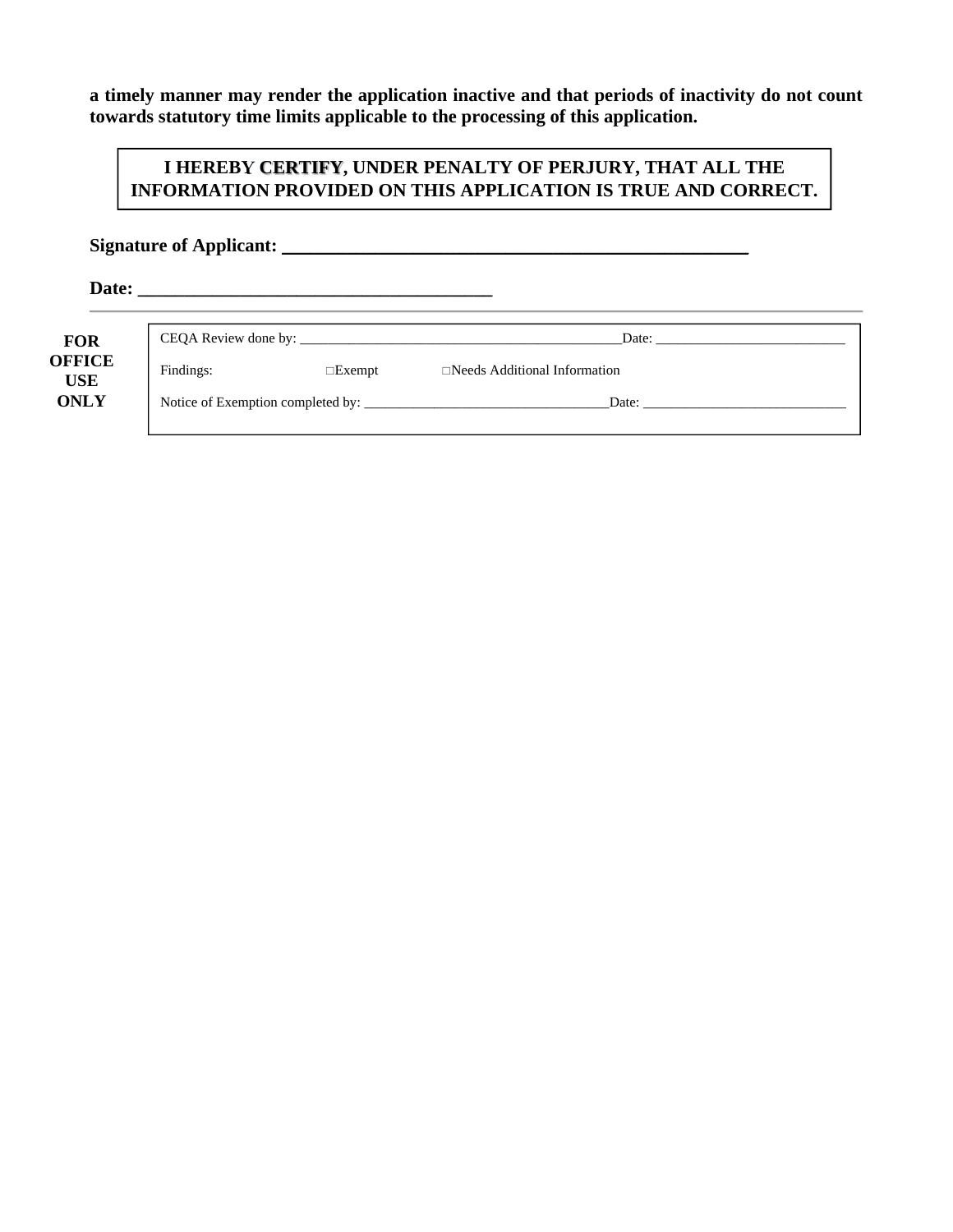**a timely manner may render the application inactive and that periods of inactivity do not count towards statutory time limits applicable to the processing of this application.**

**I HEREBY CERTIFY, UNDER PENALTY OF PERJURY, THAT ALL THE INFORMATION PROVIDED ON THIS APPLICATION IS TRUE AND CORRECT.**

**Signature of Applicant: \_\_\_\_\_\_\_\_\_\_\_\_\_\_\_\_\_\_\_\_\_\_\_\_\_\_\_\_\_\_\_\_\_\_\_\_\_\_\_\_\_\_\_\_\_\_\_\_\_\_**

**Date: \_\_\_\_\_\_\_\_\_\_\_\_\_\_\_\_\_\_\_\_\_\_\_\_\_\_\_\_\_\_\_\_\_\_\_\_\_\_**

---

**FOR OFFICE USE ONLY**

CEQA Review done by: \_\_\_\_\_\_\_\_\_\_\_\_\_\_\_\_\_\_\_\_\_\_\_\_\_\_\_\_\_\_\_\_\_\_\_\_\_\_\_\_\_\_\_\_\_\_\_Date: \_\_\_\_\_\_\_\_\_\_\_\_\_\_\_\_\_\_\_\_\_\_\_\_\_\_\_

Findings: □Exempt □Needs Additional Information

Notice of Exemption completed by: \_\_\_\_\_\_\_\_\_\_\_\_\_\_\_\_\_\_\_\_\_\_\_\_\_\_\_\_\_\_\_\_\_\_\_\_Date: \_\_\_\_\_\_\_\_\_\_\_\_\_\_\_\_\_\_\_\_\_\_\_\_\_\_\_\_\_